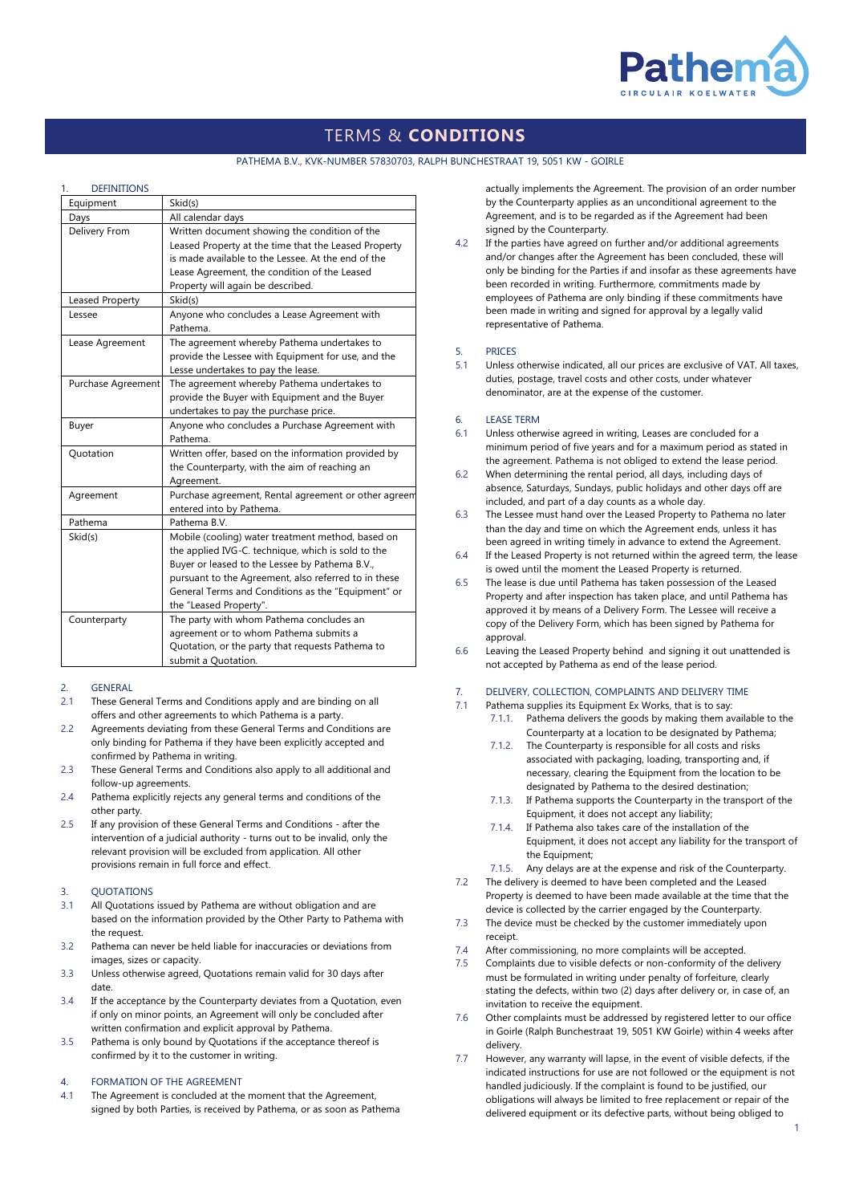# TERMS & **CONDITIONS**

PATHEMA B.V., KVK-NUMBER 57830703, RALPH BUNCHESTRAAT 19, 5051 KW - GOIRLE

## 1. DEFINITIONS

| | |
|---|---|
| Equipment | Skid(s) |
| Days | All calendar days |
| Delivery From | Written document showing the condition of the Leased Property at the time that the Leased Property is made available to the Lessee. At the end of the Lease Agreement, the condition of the Leased Property will again be described. |
| Leased Property | Skid(s) |
| Lessee | Anyone who concludes a Lease Agreement with Pathema. |
| Lease Agreement | The agreement whereby Pathema undertakes to provide the Lessee with Equipment for use, and the Lesse undertakes to pay the lease. |
| Purchase Agreement | The agreement whereby Pathema undertakes to provide the Buyer with Equipment and the Buyer undertakes to pay the purchase price. |
| Buyer | Anyone who concludes a Purchase Agreement with Pathema. |
| Quotation | Written offer, based on the information provided by the Counterparty, with the aim of reaching an Agreement. |
| Agreement | Purchase agreement, Rental agreement or other agreem entered into by Pathema. |
| Pathema | Pathema B.V. |
| Skid(s) | Mobile (cooling) water treatment method, based on the applied IVG-C. technique, which is sold to the Buyer or leased to the Lessee by Pathema B.V., pursuant to the Agreement, also referred to in these General Terms and Conditions as the "Equipment" or the "Leased Property". |
| Counterparty | The party with whom Pathema concludes an agreement or to whom Pathema submits a Quotation, or the party that requests Pathema to submit a Quotation. |

## 2. GENERAL

2.1 These General Terms and Conditions apply and are binding on all offers and other agreements to which Pathema is a party.

2.2 Agreements deviating from these General Terms and Conditions are only binding for Pathema if they have been explicitly accepted and confirmed by Pathema in writing.

2.3 These General Terms and Conditions also apply to all additional and follow-up agreements.

2.4 Pathema explicitly rejects any general terms and conditions of the other party.

2.5 If any provision of these General Terms and Conditions - after the intervention of a judicial authority - turns out to be invalid, only the relevant provision will be excluded from application. All other provisions remain in full force and effect.

## 3. QUOTATIONS

3.1 All Quotations issued by Pathema are without obligation and are based on the information provided by the Other Party to Pathema with the request.

3.2 Pathema can never be held liable for inaccuracies or deviations from images, sizes or capacity.

3.3 Unless otherwise agreed, Quotations remain valid for 30 days after date.

3.4 If the acceptance by the Counterparty deviates from a Quotation, even if only on minor points, an Agreement will only be concluded after written confirmation and explicit approval by Pathema.

3.5 Pathema is only bound by Quotations if the acceptance thereof is confirmed by it to the customer in writing.

## 4. FORMATION OF THE AGREEMENT

4.1 The Agreement is concluded at the moment that the Agreement, signed by both Parties, is received by Pathema, or as soon as Pathema actually implements the Agreement. The provision of an order number by the Counterparty applies as an unconditional agreement to the Agreement, and is to be regarded as if the Agreement had been signed by the Counterparty.

4.2 If the parties have agreed on further and/or additional agreements and/or changes after the Agreement has been concluded, these will only be binding for the Parties if and insofar as these agreements have been recorded in writing. Furthermore, commitments made by employees of Pathema are only binding if these commitments have been made in writing and signed for approval by a legally valid representative of Pathema.

## 5. PRICES

5.1 Unless otherwise indicated, all our prices are exclusive of VAT. All taxes, duties, postage, travel costs and other costs, under whatever denominator, are at the expense of the customer.

## 6. LEASE TERM

6.1 Unless otherwise agreed in writing, Leases are concluded for a minimum period of five years and for a maximum period as stated in the agreement. Pathema is not obliged to extend the lease period.

6.2 When determining the rental period, all days, including days of absence, Saturdays, Sundays, public holidays and other days off are included, and part of a day counts as a whole day.

6.3 The Lessee must hand over the Leased Property to Pathema no later than the day and time on which the Agreement ends, unless it has been agreed in writing timely in advance to extend the Agreement.

6.4 If the Leased Property is not returned within the agreed term, the lease is owed until the moment the Leased Property is returned.

6.5 The lease is due until Pathema has taken possession of the Leased Property and after inspection has taken place, and until Pathema has approved it by means of a Delivery Form. The Lessee will receive a copy of the Delivery Form, which has been signed by Pathema for approval.

6.6 Leaving the Leased Property behind and signing it out unattended is not accepted by Pathema as end of the lease period.

## 7. DELIVERY, COLLECTION, COMPLAINTS AND DELIVERY TIME

7.1 Pathema supplies its Equipment Ex Works, that is to say:

- 7.1.1. Pathema delivers the goods by making them available to the Counterparty at a location to be designated by Pathema;
- 7.1.2. The Counterparty is responsible for all costs and risks associated with packaging, loading, transporting and, if necessary, clearing the Equipment from the location to be designated by Pathema to the desired destination;
- 7.1.3. If Pathema supports the Counterparty in the transport of the Equipment, it does not accept any liability;
- 7.1.4. If Pathema also takes care of the installation of the Equipment, it does not accept any liability for the transport of the Equipment;
- 7.1.5. Any delays are at the expense and risk of the Counterparty.

7.2 The delivery is deemed to have been completed and the Leased Property is deemed to have been made available at the time that the device is collected by the carrier engaged by the Counterparty.

7.3 The device must be checked by the customer immediately upon receipt.

7.4 After commissioning, no more complaints will be accepted.

7.5 Complaints due to visible defects or non-conformity of the delivery must be formulated in writing under penalty of forfeiture, clearly stating the defects, within two (2) days after delivery or, in case of, an invitation to receive the equipment.

7.6 Other complaints must be addressed by registered letter to our office in Goirle (Ralph Bunchestraat 19, 5051 KW Goirle) within 4 weeks after delivery.

7.7 However, any warranty will lapse, in the event of visible defects, if the indicated instructions for use are not followed or the equipment is not handled judiciously. If the complaint is found to be justified, our obligations will always be limited to free replacement or repair of the delivered equipment or its defective parts, without being obliged to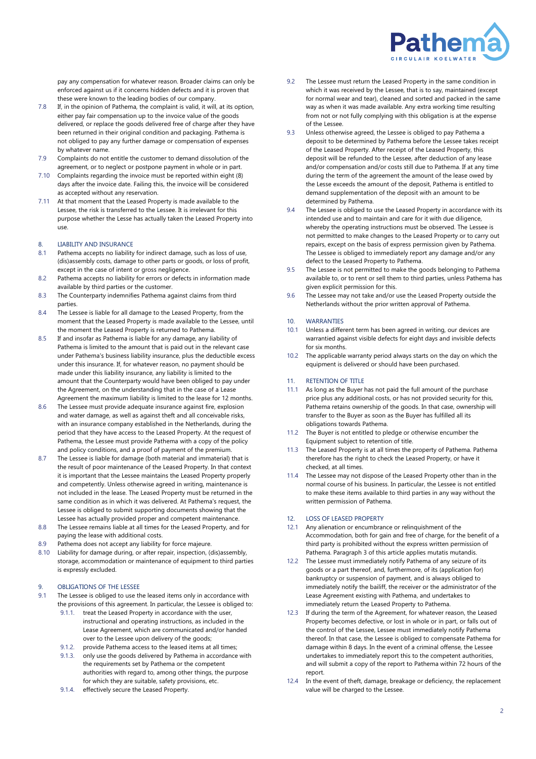pay any compensation for whatever reason. Broader claims can only be enforced against us if it concerns hidden defects and it is proven that these were known to the leading bodies of our company.

7.8 If, in the opinion of Pathema, the complaint is valid, it will, at its option, either pay fair compensation up to the invoice value of the goods delivered, or replace the goods delivered free of charge after they have been returned in their original condition and packaging. Pathema is not obliged to pay any further damage or compensation of expenses by whatever name.

7.9 Complaints do not entitle the customer to demand dissolution of the agreement, or to neglect or postpone payment in whole or in part.

7.10 Complaints regarding the invoice must be reported within eight (8) days after the invoice date. Failing this, the invoice will be considered as accepted without any reservation.

7.11 At that moment that the Leased Property is made available to the Lessee, the risk is transferred to the Lessee. It is irrelevant for this purpose whether the Lesse has actually taken the Leased Property into use.

## 8. LIABILITY AND INSURANCE

8.1 Pathema accepts no liability for indirect damage, such as loss of use, (dis)assembly costs, damage to other parts or goods, or loss of profit, except in the case of intent or gross negligence.

8.2 Pathema accepts no liability for errors or defects in information made available by third parties or the customer.

8.3 The Counterparty indemnifies Pathema against claims from third parties.

8.4 The Lessee is liable for all damage to the Leased Property, from the moment that the Leased Property is made available to the Lessee, until the moment the Leased Property is returned to Pathema.

8.5 If and insofar as Pathema is liable for any damage, any liability of Pathema is limited to the amount that is paid out in the relevant case under Pathema's business liability insurance, plus the deductible excess under this insurance. If, for whatever reason, no payment should be made under this liability insurance, any liability is limited to the amount that the Counterparty would have been obliged to pay under the Agreement, on the understanding that in the case of a Lease Agreement the maximum liability is limited to the lease for 12 months.

8.6 The Lessee must provide adequate insurance against fire, explosion and water damage, as well as against theft and all conceivable risks, with an insurance company established in the Netherlands, during the period that they have access to the Leased Property. At the request of Pathema, the Lessee must provide Pathema with a copy of the policy and policy conditions, and a proof of payment of the premium.

8.7 The Lessee is liable for damage (both material and immaterial) that is the result of poor maintenance of the Leased Property. In that context it is important that the Lessee maintains the Leased Property properly and competently. Unless otherwise agreed in writing, maintenance is not included in the lease. The Leased Property must be returned in the same condition as in which it was delivered. At Pathema's request, the Lessee is obliged to submit supporting documents showing that the Lessee has actually provided proper and competent maintenance.

8.8 The Lessee remains liable at all times for the Leased Property, and for paying the lease with additional costs.

8.9 Pathema does not accept any liability for force majeure.

8.10 Liability for damage during, or after repair, inspection, (dis)assembly, storage, accommodation or maintenance of equipment to third parties is expressly excluded.

## 9. OBLIGATIONS OF THE LESSEE

9.1 The Lessee is obliged to use the leased items only in accordance with the provisions of this agreement. In particular, the Lessee is obliged to:

- 9.1.1. treat the Leased Property in accordance with the user, instructional and operating instructions, as included in the Lease Agreement, which are communicated and/or handed over to the Lessee upon delivery of the goods;
- 9.1.2. provide Pathema access to the leased items at all times;
- 9.1.3. only use the goods delivered by Pathema in accordance with the requirements set by Pathema or the competent authorities with regard to, among other things, the purpose for which they are suitable, safety provisions, etc.
- 9.1.4. effectively secure the Leased Property.

9.2 The Lessee must return the Leased Property in the same condition in which it was received by the Lessee, that is to say, maintained (except for normal wear and tear), cleaned and sorted and packed in the same way as when it was made available. Any extra working time resulting from not or not fully complying with this obligation is at the expense of the Lessee.

9.3 Unless otherwise agreed, the Lessee is obliged to pay Pathema a deposit to be determined by Pathema before the Lessee takes receipt of the Leased Property. After receipt of the Leased Property, this deposit will be refunded to the Lessee, after deduction of any lease and/or compensation and/or costs still due to Pathema. If at any time during the term of the agreement the amount of the lease owed by the Lesse exceeds the amount of the deposit, Pathema is entitled to demand supplementation of the deposit with an amount to be determined by Pathema.

9.4 The Lessee is obliged to use the Leased Property in accordance with its intended use and to maintain and care for it with due diligence, whereby the operating instructions must be observed. The Lessee is not permitted to make changes to the Leased Property or to carry out repairs, except on the basis of express permission given by Pathema. The Lessee is obliged to immediately report any damage and/or any defect to the Leased Property to Pathema.

9.5 The Lessee is not permitted to make the goods belonging to Pathema available to, or to rent or sell them to third parties, unless Pathema has given explicit permission for this.

9.6 The Lessee may not take and/or use the Leased Property outside the Netherlands without the prior written approval of Pathema.

## 10. WARRANTIES

10.1 Unless a different term has been agreed in writing, our devices are warrantied against visible defects for eight days and invisible defects for six months.

10.2 The applicable warranty period always starts on the day on which the equipment is delivered or should have been purchased.

## 11. RETENTION OF TITLE

11.1 As long as the Buyer has not paid the full amount of the purchase price plus any additional costs, or has not provided security for this, Pathema retains ownership of the goods. In that case, ownership will transfer to the Buyer as soon as the Buyer has fulfilled all its obligations towards Pathema.

11.2 The Buyer is not entitled to pledge or otherwise encumber the Equipment subject to retention of title.

11.3 The Leased Property is at all times the property of Pathema. Pathema therefore has the right to check the Leased Property, or have it checked, at all times.

11.4 The Lessee may not dispose of the Leased Property other than in the normal course of his business. In particular, the Lessee is not entitled to make these items available to third parties in any way without the written permission of Pathema.

## 12. LOSS OF LEASED PROPERTY

12.1 Any alienation or encumbrance or relinquishment of the Accommodation, both for gain and free of charge, for the benefit of a third party is prohibited without the express written permission of Pathema. Paragraph 3 of this article applies mutatis mutandis.

12.2 The Lessee must immediately notify Pathema of any seizure of its goods or a part thereof, and, furthermore, of its (application for) bankruptcy or suspension of payment, and is always obliged to immediately notify the bailiff, the receiver or the administrator of the Lease Agreement existing with Pathema, and undertakes to immediately return the Leased Property to Pathema.

12.3 If during the term of the Agreement, for whatever reason, the Leased Property becomes defective, or lost in whole or in part, or falls out of the control of the Lessee, Lessee must immediately notify Pathema thereof. In that case, the Lessee is obliged to compensate Pathema for damage within 8 days. In the event of a criminal offense, the Lessee undertakes to immediately report this to the competent authorities, and will submit a copy of the report to Pathema within 72 hours of the report.

12.4 In the event of theft, damage, breakage or deficiency, the replacement value will be charged to the Lessee.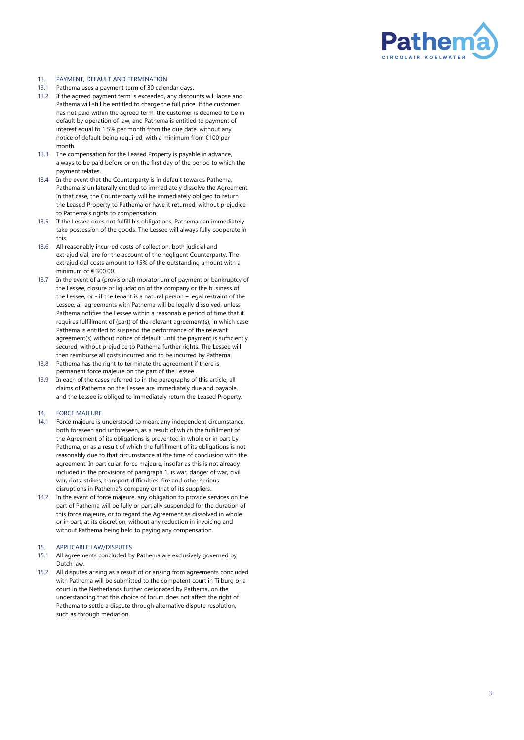## 13. PAYMENT, DEFAULT AND TERMINATION

13.1 Pathema uses a payment term of 30 calendar days.

13.2 If the agreed payment term is exceeded, any discounts will lapse and Pathema will still be entitled to charge the full price. If the customer has not paid within the agreed term, the customer is deemed to be in default by operation of law, and Pathema is entitled to payment of interest equal to 1.5% per month from the due date, without any notice of default being required, with a minimum from €100 per month.

13.3 The compensation for the Leased Property is payable in advance, always to be paid before or on the first day of the period to which the payment relates.

13.4 In the event that the Counterparty is in default towards Pathema, Pathema is unilaterally entitled to immediately dissolve the Agreement. In that case, the Counterparty will be immediately obliged to return the Leased Property to Pathema or have it returned, without prejudice to Pathema's rights to compensation.

13.5 If the Lessee does not fulfill his obligations, Pathema can immediately take possession of the goods. The Lessee will always fully cooperate in this.

13.6 All reasonably incurred costs of collection, both judicial and extrajudicial, are for the account of the negligent Counterparty. The extrajudicial costs amount to 15% of the outstanding amount with a minimum of € 300.00.

13.7 In the event of a (provisional) moratorium of payment or bankruptcy of the Lessee, closure or liquidation of the company or the business of the Lessee, or - if the tenant is a natural person – legal restraint of the Lessee, all agreements with Pathema will be legally dissolved, unless Pathema notifies the Lessee within a reasonable period of time that it requires fulfillment of (part) of the relevant agreement(s), in which case Pathema is entitled to suspend the performance of the relevant agreement(s) without notice of default, until the payment is sufficiently secured, without prejudice to Pathema further rights. The Lessee will then reimburse all costs incurred and to be incurred by Pathema.

13.8 Pathema has the right to terminate the agreement if there is permanent force majeure on the part of the Lessee.

13.9 In each of the cases referred to in the paragraphs of this article, all claims of Pathema on the Lessee are immediately due and payable, and the Lessee is obliged to immediately return the Leased Property.

## 14. FORCE MAJEURE

14.1 Force majeure is understood to mean: any independent circumstance, both foreseen and unforeseen, as a result of which the fulfillment of the Agreement of its obligations is prevented in whole or in part by Pathema, or as a result of which the fulfillment of its obligations is not reasonably due to that circumstance at the time of conclusion with the agreement. In particular, force majeure, insofar as this is not already included in the provisions of paragraph 1, is war, danger of war, civil war, riots, strikes, transport difficulties, fire and other serious disruptions in Pathema's company or that of its suppliers.

14.2 In the event of force majeure, any obligation to provide services on the part of Pathema will be fully or partially suspended for the duration of this force majeure, or to regard the Agreement as dissolved in whole or in part, at its discretion, without any reduction in invoicing and without Pathema being held to paying any compensation.

## 15. APPLICABLE LAW/DISPUTES

15.1 All agreements concluded by Pathema are exclusively governed by Dutch law.

15.2 All disputes arising as a result of or arising from agreements concluded with Pathema will be submitted to the competent court in Tilburg or a court in the Netherlands further designated by Pathema, on the understanding that this choice of forum does not affect the right of Pathema to settle a dispute through alternative dispute resolution, such as through mediation.